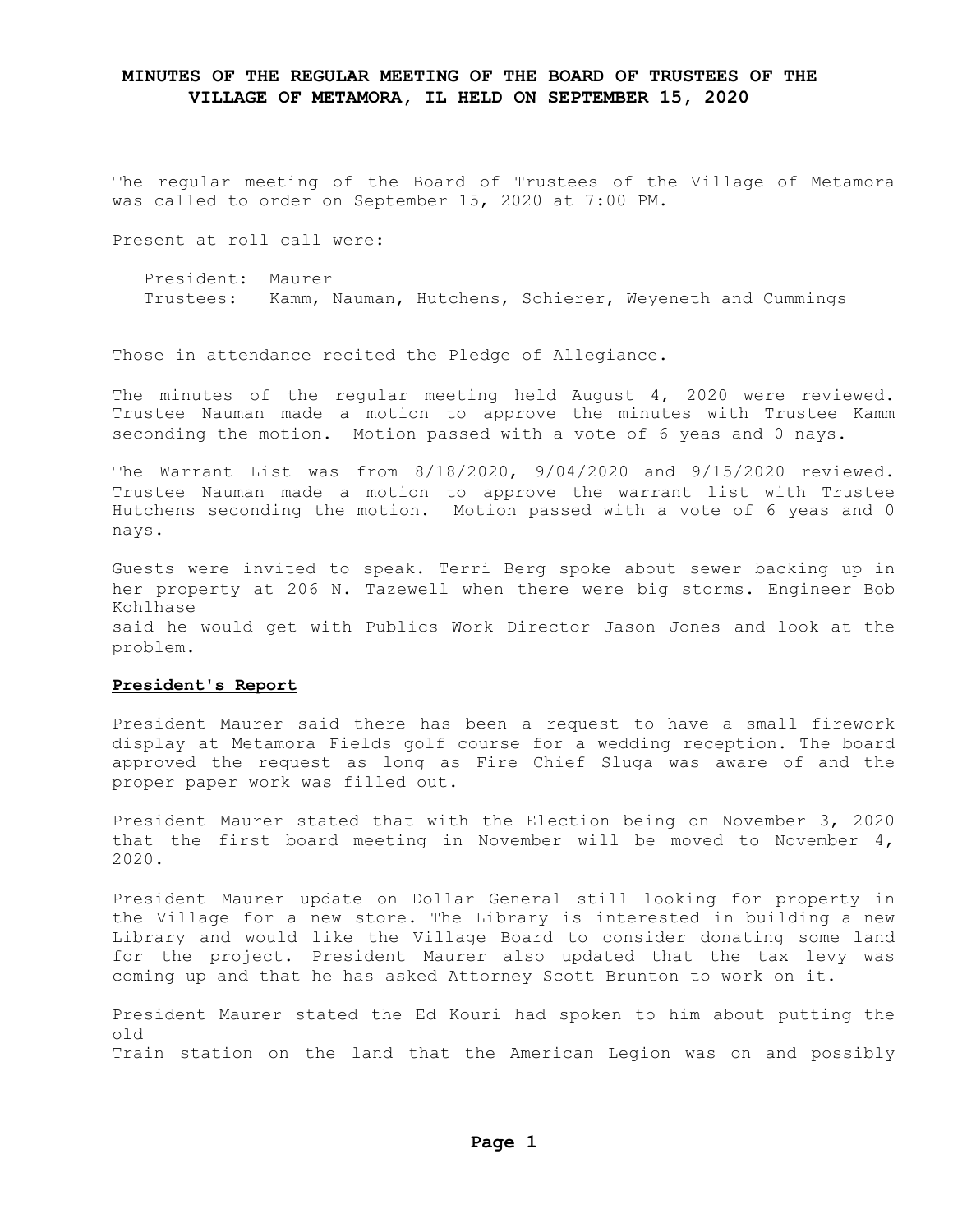# MINUTES OF THE REGULAR MEETING OF THE BOARD OF TRUSTEES OF THE VILLAGE OF METAMORA, IL HELD ON SEPTEMBER 15, 2020

The regular meeting of the Board of Trustees of the Village of Metamora was called to order on September 15, 2020 at 7:00 PM.

Present at roll call were:

President: Maurer
Trustees: Kamm, Nauman, Hutchens, Schierer, Weyeneth and Cummings

Those in attendance recited the Pledge of Allegiance.

The minutes of the regular meeting held August 4, 2020 were reviewed. Trustee Nauman made a motion to approve the minutes with Trustee Kamm seconding the motion. Motion passed with a vote of 6 yeas and 0 nays.

The Warrant List was from 8/18/2020, 9/04/2020 and 9/15/2020 reviewed. Trustee Nauman made a motion to approve the warrant list with Trustee Hutchens seconding the motion. Motion passed with a vote of 6 yeas and 0 nays.

Guests were invited to speak. Terri Berg spoke about sewer backing up in her property at 206 N. Tazewell when there were big storms. Engineer Bob Kohlhase said he would get with Publics Work Director Jason Jones and look at the problem.

**President's Report**

President Maurer said there has been a request to have a small firework display at Metamora Fields golf course for a wedding reception. The board approved the request as long as Fire Chief Sluga was aware of and the proper paper work was filled out.

President Maurer stated that with the Election being on November 3, 2020 that the first board meeting in November will be moved to November 4, 2020.

President Maurer update on Dollar General still looking for property in the Village for a new store. The Library is interested in building a new Library and would like the Village Board to consider donating some land for the project. President Maurer also updated that the tax levy was coming up and that he has asked Attorney Scott Brunton to work on it.

President Maurer stated the Ed Kouri had spoken to him about putting the old Train station on the land that the American Legion was on and possibly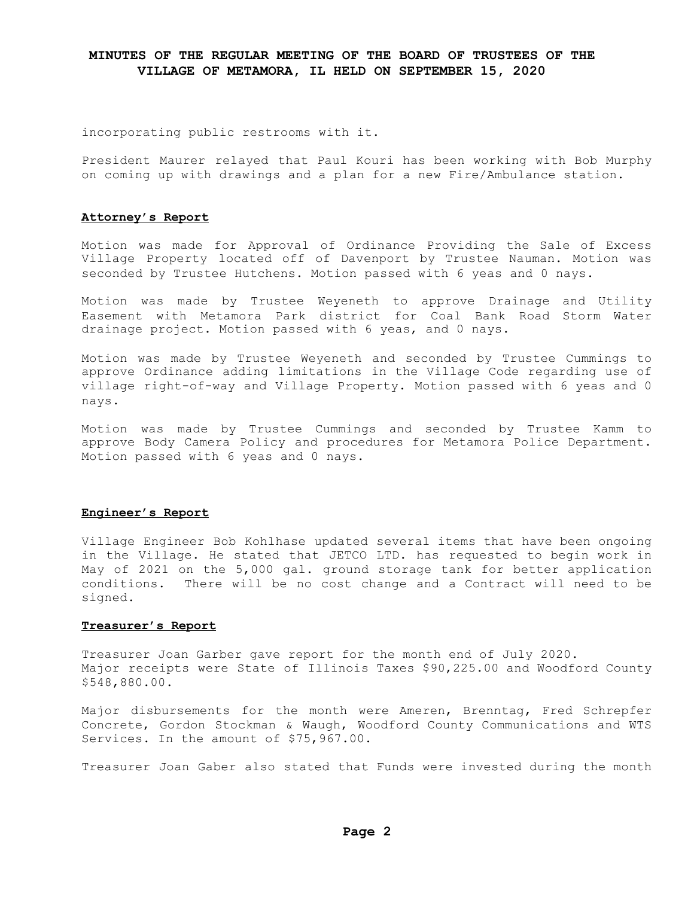incorporating public restrooms with it.

President Maurer relayed that Paul Kouri has been working with Bob Murphy on coming up with drawings and a plan for a new Fire/Ambulance station.

**Attorney's Report**

Motion was made for Approval of Ordinance Providing the Sale of Excess Village Property located off of Davenport by Trustee Nauman. Motion was seconded by Trustee Hutchens. Motion passed with 6 yeas and 0 nays.

Motion was made by Trustee Weyeneth to approve Drainage and Utility Easement with Metamora Park district for Coal Bank Road Storm Water drainage project. Motion passed with 6 yeas, and 0 nays.

Motion was made by Trustee Weyeneth and seconded by Trustee Cummings to approve Ordinance adding limitations in the Village Code regarding use of village right-of-way and Village Property. Motion passed with 6 yeas and 0 nays.

Motion was made by Trustee Cummings and seconded by Trustee Kamm to approve Body Camera Policy and procedures for Metamora Police Department. Motion passed with 6 yeas and 0 nays.

**Engineer's Report**

Village Engineer Bob Kohlhase updated several items that have been ongoing in the Village. He stated that JETCO LTD. has requested to begin work in May of 2021 on the 5,000 gal. ground storage tank for better application conditions. There will be no cost change and a Contract will need to be signed.

**Treasurer's Report**

Treasurer Joan Garber gave report for the month end of July 2020.
Major receipts were State of Illinois Taxes $90,225.00 and Woodford County $548,880.00.

Major disbursements for the month were Ameren, Brenntag, Fred Schrepfer Concrete, Gordon Stockman & Waugh, Woodford County Communications and WTS Services. In the amount of $75,967.00.

Treasurer Joan Gaber also stated that Funds were invested during the month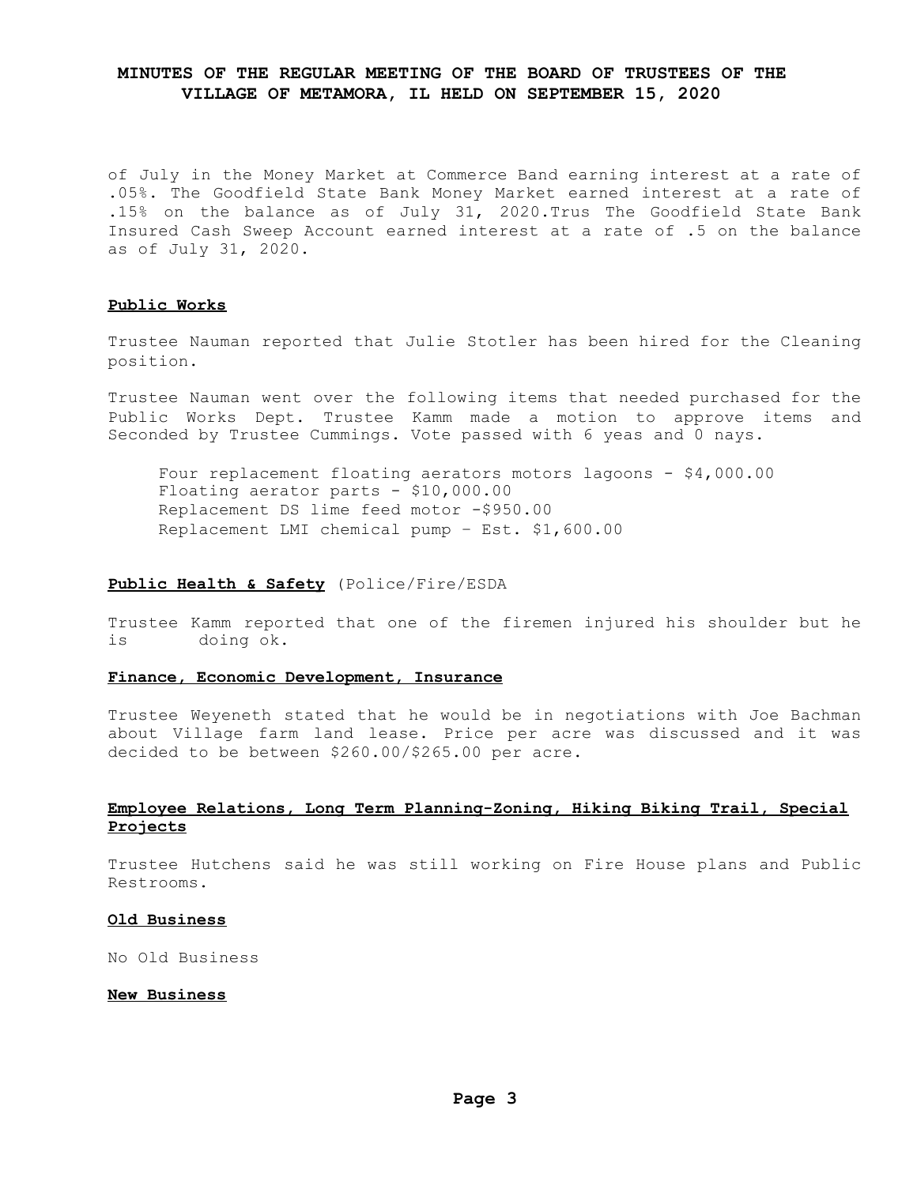of July in the Money Market at Commerce Band earning interest at a rate of .05%. The Goodfield State Bank Money Market earned interest at a rate of .15% on the balance as of July 31, 2020.Trus The Goodfield State Bank Insured Cash Sweep Account earned interest at a rate of .5 on the balance as of July 31, 2020.

**Public Works**

Trustee Nauman reported that Julie Stotler has been hired for the Cleaning position.

Trustee Nauman went over the following items that needed purchased for the Public Works Dept. Trustee Kamm made a motion to approve items and Seconded by Trustee Cummings. Vote passed with 6 yeas and 0 nays.

Four replacement floating aerators motors lagoons - $4,000.00
Floating aerator parts - $10,000.00
Replacement DS lime feed motor -$950.00
Replacement LMI chemical pump – Est. $1,600.00

**Public Health & Safety** (Police/Fire/ESDA

Trustee Kamm reported that one of the firemen injured his shoulder but he is doing ok.

**Finance, Economic Development, Insurance**

Trustee Weyeneth stated that he would be in negotiations with Joe Bachman about Village farm land lease. Price per acre was discussed and it was decided to be between $260.00/$265.00 per acre.

**Employee Relations, Long Term Planning-Zoning, Hiking Biking Trail, Special Projects**

Trustee Hutchens said he was still working on Fire House plans and Public Restrooms.

**Old Business**

No Old Business

**New Business**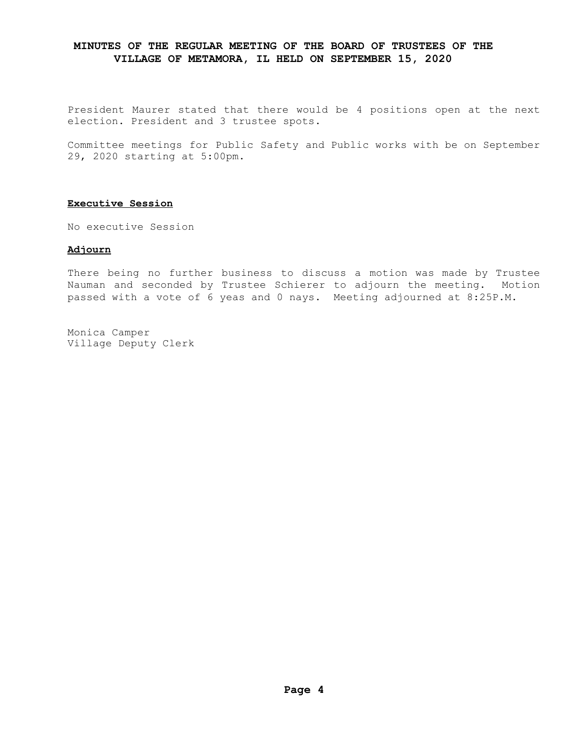President Maurer stated that there would be 4 positions open at the next election. President and 3 trustee spots.

Committee meetings for Public Safety and Public works with be on September 29, 2020 starting at 5:00pm.

**Executive Session**

No executive Session

**Adjourn**

There being no further business to discuss a motion was made by Trustee Nauman and seconded by Trustee Schierer to adjourn the meeting. Motion passed with a vote of 6 yeas and 0 nays. Meeting adjourned at 8:25P.M.

Monica Camper
Village Deputy Clerk